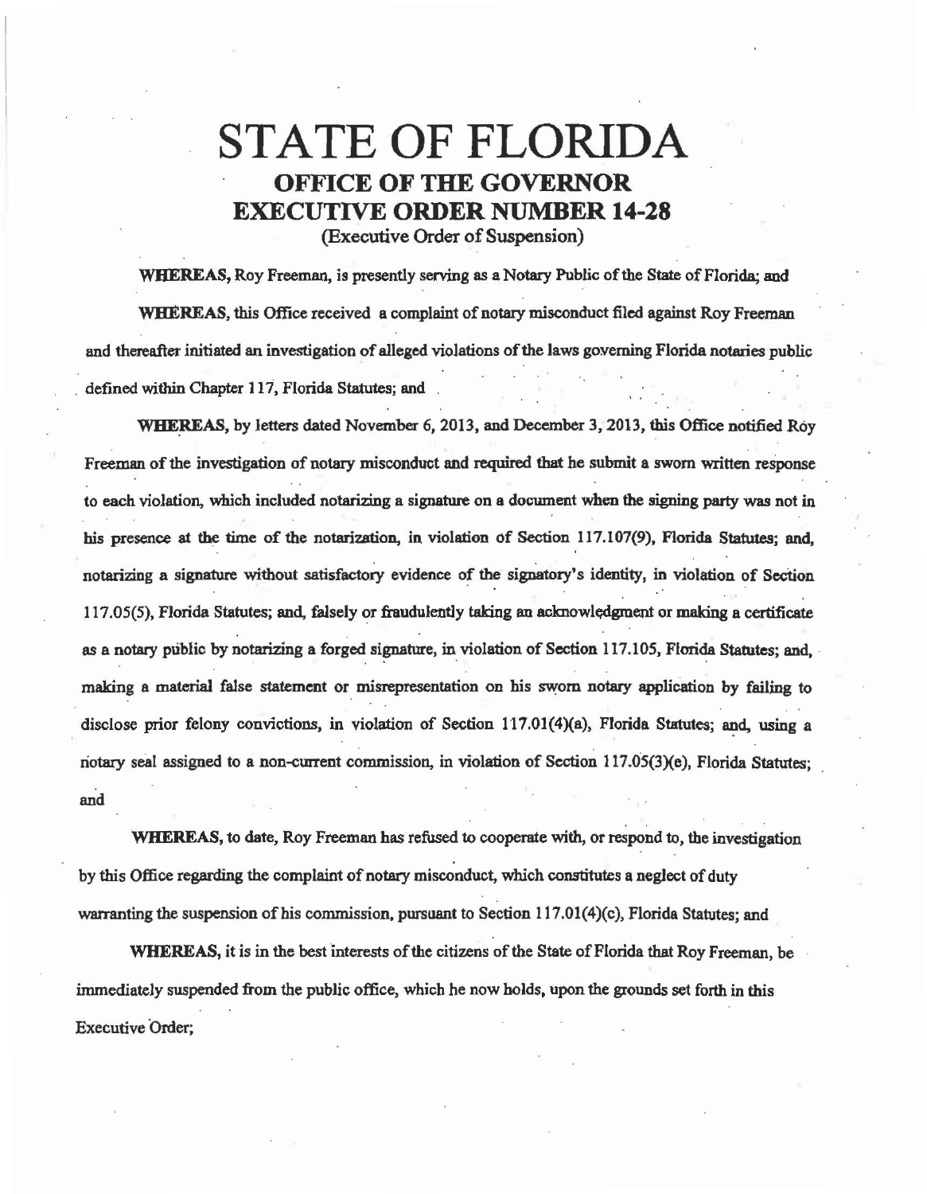# STATE OF FLORIDA
## OFFICE OF THE GOVERNOR
## EXECUTIVE ORDER NUMBER 14-28
(Executive Order of Suspension)

**WHEREAS,** Roy Freeman, is presently serving as a Notary Public of the State of Florida; and

**WHEREAS,** this Office received a complaint of notary misconduct filed against Roy Freeman and thereafter initiated an investigation of alleged violations of the laws governing Florida notaries public defined within Chapter 117, Florida Statutes; and

**WHEREAS,** by letters dated November 6, 2013, and December 3, 2013, this Office notified Roy Freeman of the investigation of notary misconduct and required that he submit a sworn written response to each violation, which included notarizing a signature on a document when the signing party was not in his presence at the time of the notarization, in violation of Section 117.107(9), Florida Statutes; and, notarizing a signature without satisfactory evidence of the signatory's identity, in violation of Section 117.05(5), Florida Statutes; and, falsely or fraudulently taking an acknowledgment or making a certificate as a notary public by notarizing a forged signature, in violation of Section 117.105, Florida Statutes; and, making a material false statement or misrepresentation on his sworn notary application by failing to disclose prior felony convictions, in violation of Section 117.01(4)(a), Florida Statutes; and, using a notary seal assigned to a non-current commission, in violation of Section 117.05(3)(e), Florida Statutes; and

**WHEREAS,** to date, Roy Freeman has refused to cooperate with, or respond to, the investigation by this Office regarding the complaint of notary misconduct, which constitutes a neglect of duty warranting the suspension of his commission, pursuant to Section 117.01(4)(c), Florida Statutes; and

**WHEREAS,** it is in the best interests of the citizens of the State of Florida that Roy Freeman, be immediately suspended from the public office, which he now holds, upon the grounds set forth in this Executive Order;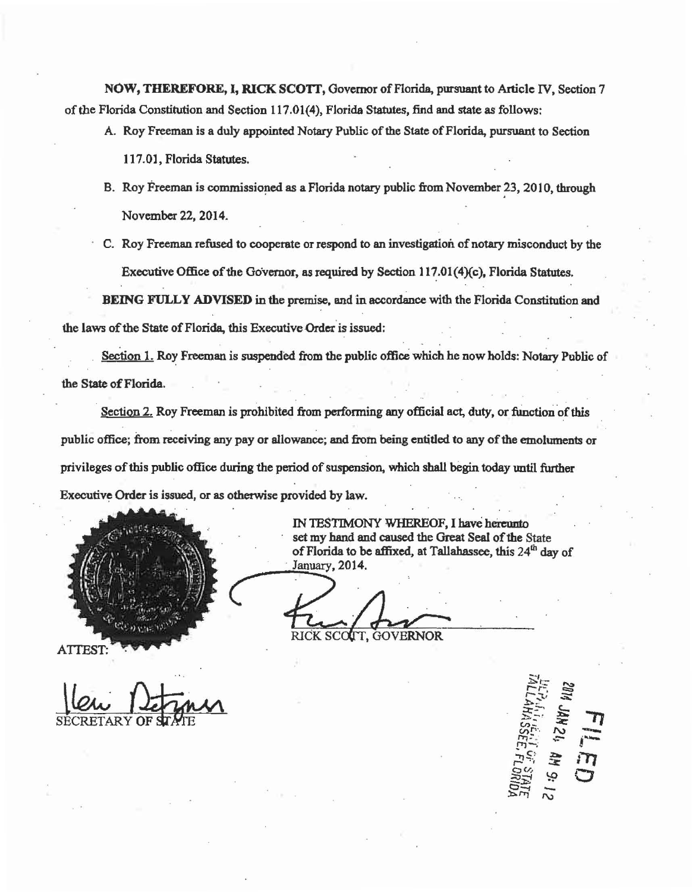**NOW, THEREFORE, I, RICK SCOTT,** Governor of Florida, pursuant to Article IV, Section 7 of the Florida Constitution and Section 117.01(4), Florida Statutes, find and state as follows:

A. Roy Freeman is a duly appointed Notary Public of the State of Florida, pursuant to Section 117.01, Florida Statutes.

B. Roy Freeman is commissioned as a Florida notary public from November 23, 2010, through November 22, 2014.

C. Roy Freeman refused to cooperate or respond to an investigation of notary misconduct by the Executive Office of the Governor, as required by Section 117.01(4)(c), Florida Statutes.

**BEING FULLY ADVISED** in the premise, and in accordance with the Florida Constitution and the laws of the State of Florida, this Executive Order is issued:

Section 1. Roy Freeman is suspended from the public office which he now holds: Notary Public of the State of Florida.

Section 2. Roy Freeman is prohibited from performing any official act, duty, or function of this public office; from receiving any pay or allowance; and from being entitled to any of the emoluments or privileges of this public office during the period of suspension, which shall begin today until further Executive Order is issued, or as otherwise provided by law.

IN TESTIMONY WHEREOF, I have hereunto set my hand and caused the Great Seal of the State of Florida to be affixed, at Tallahassee, this 24th day of January, 2014.

RICK SCOTT, GOVERNOR

ATTEST:

SECRETARY OF STATE

FILED

2014 JAN 24 AM 9:12

DEPARTMENT OF STATE
TALLAHASSEE, FLORIDA